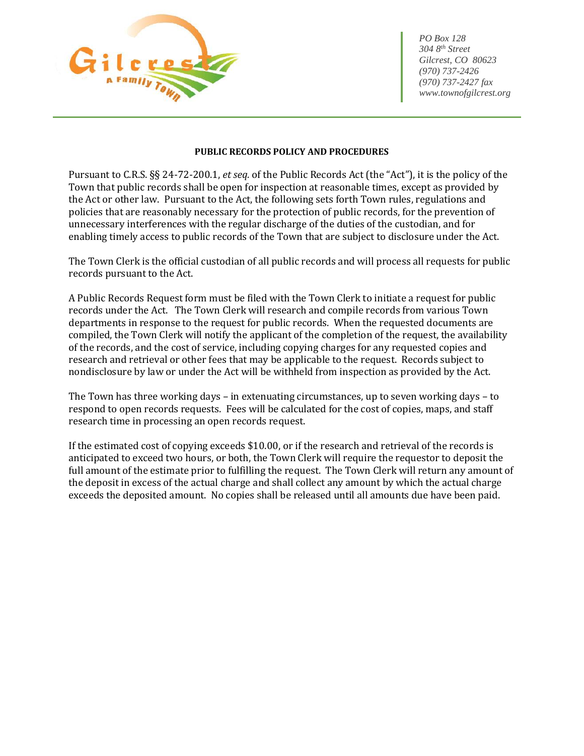PO Box 128
304 8th Street
Gilcrest, CO 80623
(970) 737-2426
(970) 737-2427 fax
www.townofgilcrest.org

**PUBLIC RECORDS POLICY AND PROCEDURES**

Pursuant to C.R.S. §§ 24-72-200.1, *et seq.* of the Public Records Act (the "Act"), it is the policy of the Town that public records shall be open for inspection at reasonable times, except as provided by the Act or other law. Pursuant to the Act, the following sets forth Town rules, regulations and policies that are reasonably necessary for the protection of public records, for the prevention of unnecessary interferences with the regular discharge of the duties of the custodian, and for enabling timely access to public records of the Town that are subject to disclosure under the Act.

The Town Clerk is the official custodian of all public records and will process all requests for public records pursuant to the Act.

A Public Records Request form must be filed with the Town Clerk to initiate a request for public records under the Act. The Town Clerk will research and compile records from various Town departments in response to the request for public records. When the requested documents are compiled, the Town Clerk will notify the applicant of the completion of the request, the availability of the records, and the cost of service, including copying charges for any requested copies and research and retrieval or other fees that may be applicable to the request. Records subject to nondisclosure by law or under the Act will be withheld from inspection as provided by the Act.

The Town has three working days – in extenuating circumstances, up to seven working days – to respond to open records requests. Fees will be calculated for the cost of copies, maps, and staff research time in processing an open records request.

If the estimated cost of copying exceeds $10.00, or if the research and retrieval of the records is anticipated to exceed two hours, or both, the Town Clerk will require the requestor to deposit the full amount of the estimate prior to fulfilling the request. The Town Clerk will return any amount of the deposit in excess of the actual charge and shall collect any amount by which the actual charge exceeds the deposited amount. No copies shall be released until all amounts due have been paid.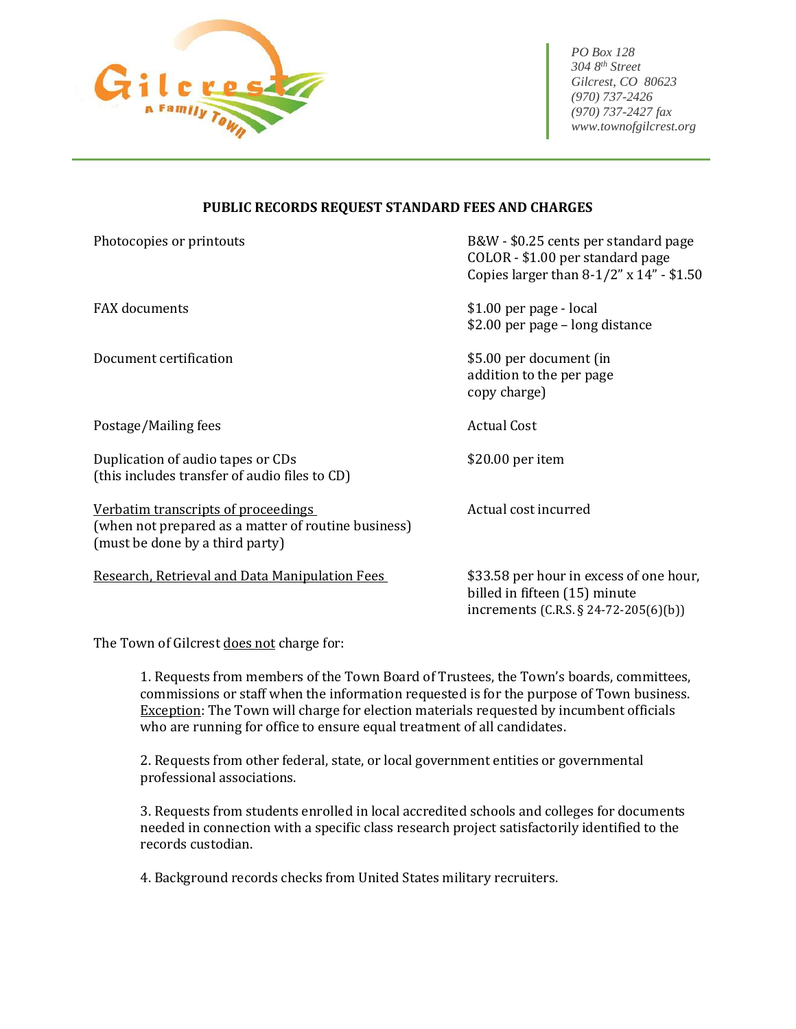PO Box 128
304 8th Street
Gilcrest, CO 80623
(970) 737-2426
(970) 737-2427 fax
www.townofgilcrest.org

## PUBLIC RECORDS REQUEST STANDARD FEES AND CHARGES

| | |
|---|---|
| Photocopies or printouts | B&W - $0.25 cents per standard page<br>COLOR - $1.00 per standard page<br>Copies larger than 8-1/2" x 14" - $1.50 |
| FAX documents | $1.00 per page - local<br>$2.00 per page – long distance |
| Document certification | $5.00 per document (in addition to the per page copy charge) |
| Postage/Mailing fees | Actual Cost |
| Duplication of audio tapes or CDs<br>(this includes transfer of audio files to CD) | $20.00 per item |
| Verbatim transcripts of proceedings<br>(when not prepared as a matter of routine business)<br>(must be done by a third party) | Actual cost incurred |
| Research, Retrieval and Data Manipulation Fees | $33.58 per hour in excess of one hour, billed in fifteen (15) minute increments (C.R.S. § 24-72-205(6)(b)) |

The Town of Gilcrest does not charge for:

1. Requests from members of the Town Board of Trustees, the Town's boards, committees, commissions or staff when the information requested is for the purpose of Town business. Exception: The Town will charge for election materials requested by incumbent officials who are running for office to ensure equal treatment of all candidates.

2. Requests from other federal, state, or local government entities or governmental professional associations.

3. Requests from students enrolled in local accredited schools and colleges for documents needed in connection with a specific class research project satisfactorily identified to the records custodian.

4. Background records checks from United States military recruiters.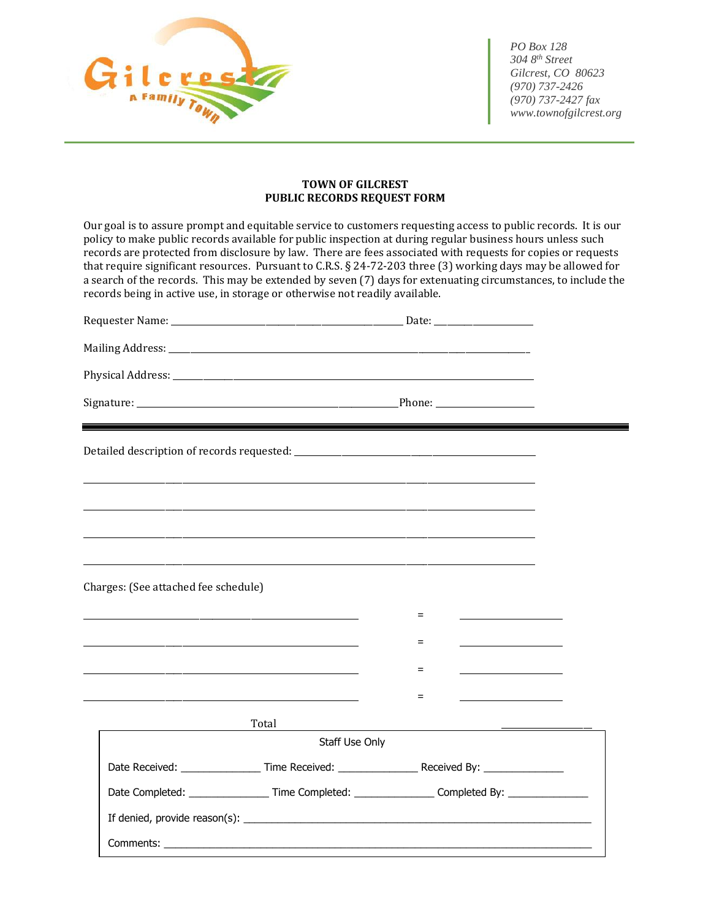Gilcrest
A Family Town

*PO Box 128*
*304 8th Street*
*Gilcrest, CO 80623*
*(970) 737-2426*
*(970) 737-2427 fax*
*www.townofgilcrest.org*

**TOWN OF GILCREST**
**PUBLIC RECORDS REQUEST FORM**

Our goal is to assure prompt and equitable service to customers requesting access to public records. It is our policy to make public records available for public inspection at during regular business hours unless such records are protected from disclosure by law. There are fees associated with requests for copies or requests that require significant resources. Pursuant to C.R.S. § 24-72-203 three (3) working days may be allowed for a search of the records. This may be extended by seven (7) days for extenuating circumstances, to include the records being in active use, in storage or otherwise not readily available.

Requester Name: ______________________________ Date: ______________

Mailing Address: ______________________________________________

Physical Address: ______________________________________________

Signature: ______________________________ Phone: ______________

---

Detailed description of records requested: ______________________________

______________________________________________

______________________________________________

______________________________________________

______________________________________________

Charges: (See attached fee schedule)

______________________________ = ______________

______________________________ = ______________

______________________________ = ______________

______________________________ = ______________

Total ______________

**Staff Use Only**

Date Received: ____________ Time Received: ____________ Received By: ____________

Date Completed: ____________ Time Completed: ____________ Completed By: ____________

If denied, provide reason(s): ______________________________________________

Comments: ______________________________________________